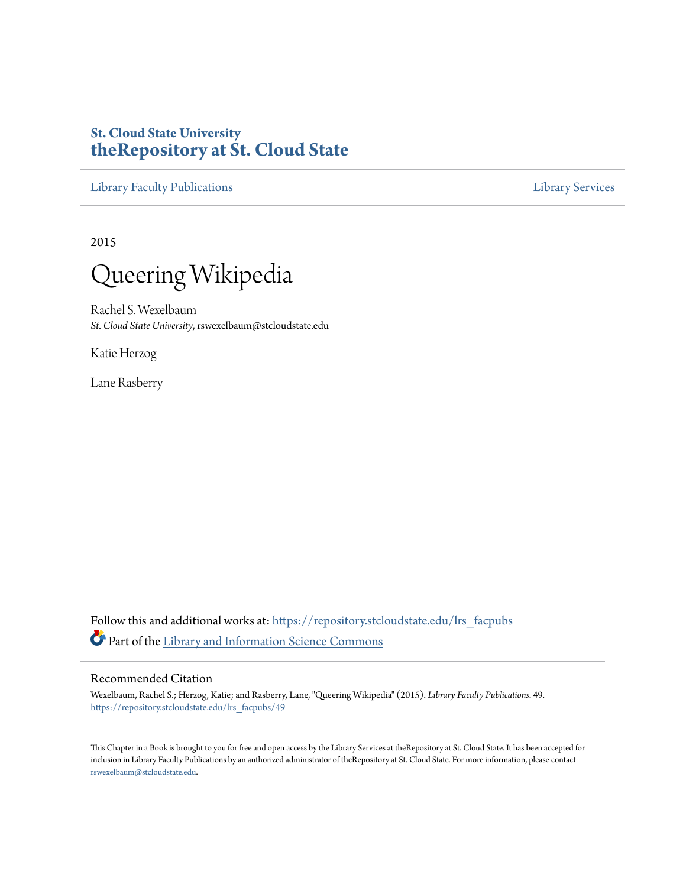St. Cloud State University
**theRepository at St. Cloud State**

Library Faculty Publications | Library Services

2015

# Queering Wikipedia

Rachel S. Wexelbaum
*St. Cloud State University*, rswexelbaum@stcloudstate.edu

Katie Herzog

Lane Rasberry

Follow this and additional works at: https://repository.stcloudstate.edu/lrs_facpubs

Part of the Library and Information Science Commons

## Recommended Citation

Wexelbaum, Rachel S.; Herzog, Katie; and Rasberry, Lane, "Queering Wikipedia" (2015). *Library Faculty Publications*. 49.
https://repository.stcloudstate.edu/lrs_facpubs/49

This Chapter in a Book is brought to you for free and open access by the Library Services at theRepository at St. Cloud State. It has been accepted for inclusion in Library Faculty Publications by an authorized administrator of theRepository at St. Cloud State. For more information, please contact rswexelbaum@stcloudstate.edu.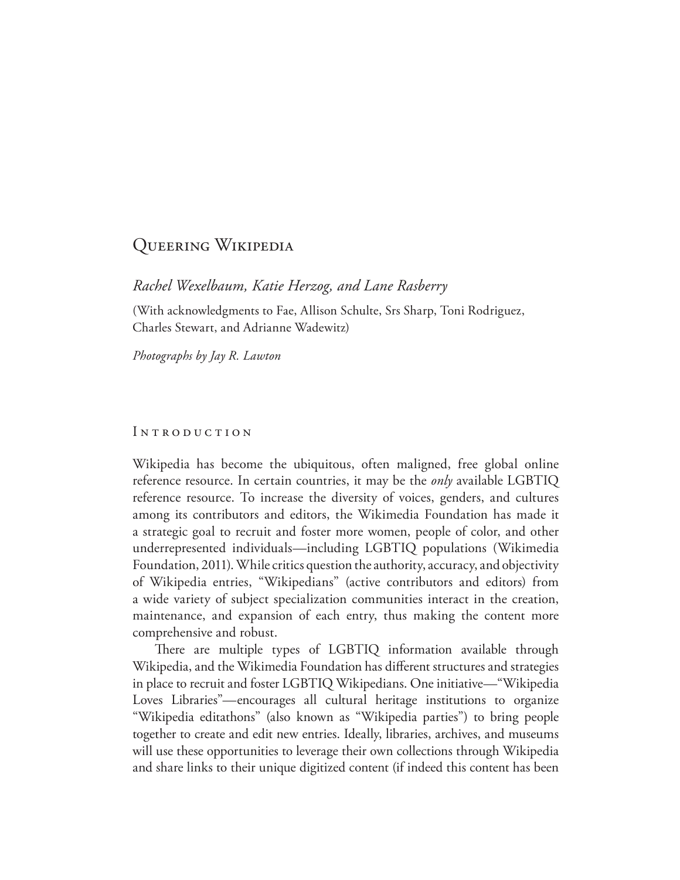# Queering Wikipedia

*Rachel Wexelbaum, Katie Herzog, and Lane Rasberry*

(With acknowledgments to Fae, Allison Schulte, Srs Sharp, Toni Rodriguez, Charles Stewart, and Adrianne Wadewitz)

*Photographs by Jay R. Lawton*

## Introduction

Wikipedia has become the ubiquitous, often maligned, free global online reference resource. In certain countries, it may be the *only* available LGBTIQ reference resource. To increase the diversity of voices, genders, and cultures among its contributors and editors, the Wikimedia Foundation has made it a strategic goal to recruit and foster more women, people of color, and other underrepresented individuals—including LGBTIQ populations (Wikimedia Foundation, 2011). While critics question the authority, accuracy, and objectivity of Wikipedia entries, "Wikipedians" (active contributors and editors) from a wide variety of subject specialization communities interact in the creation, maintenance, and expansion of each entry, thus making the content more comprehensive and robust.

There are multiple types of LGBTIQ information available through Wikipedia, and the Wikimedia Foundation has different structures and strategies in place to recruit and foster LGBTIQ Wikipedians. One initiative—"Wikipedia Loves Libraries"—encourages all cultural heritage institutions to organize "Wikipedia editathons" (also known as "Wikipedia parties") to bring people together to create and edit new entries. Ideally, libraries, archives, and museums will use these opportunities to leverage their own collections through Wikipedia and share links to their unique digitized content (if indeed this content has been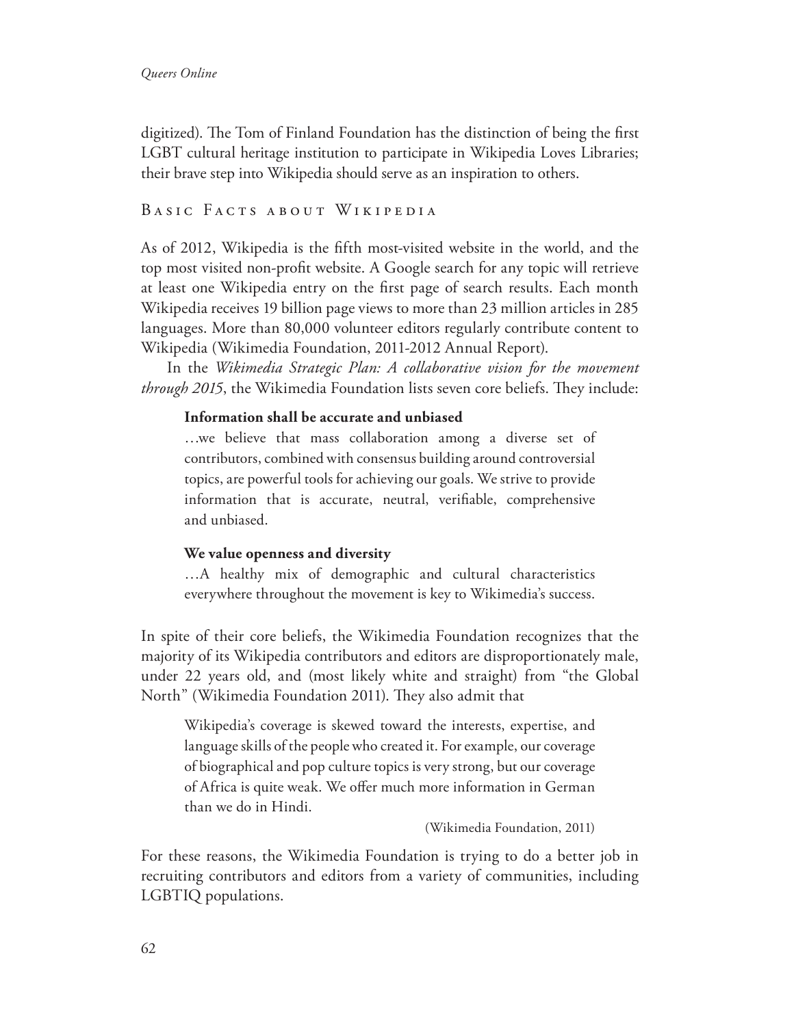digitized). The Tom of Finland Foundation has the distinction of being the first LGBT cultural heritage institution to participate in Wikipedia Loves Libraries; their brave step into Wikipedia should serve as an inspiration to others.

## Basic Facts about Wikipedia

As of 2012, Wikipedia is the fifth most-visited website in the world, and the top most visited non-profit website. A Google search for any topic will retrieve at least one Wikipedia entry on the first page of search results. Each month Wikipedia receives 19 billion page views to more than 23 million articles in 285 languages. More than 80,000 volunteer editors regularly contribute content to Wikipedia (Wikimedia Foundation, 2011-2012 Annual Report).

In the *Wikimedia Strategic Plan: A collaborative vision for the movement through 2015*, the Wikimedia Foundation lists seven core beliefs. They include:

> **Information shall be accurate and unbiased**
>
> …we believe that mass collaboration among a diverse set of contributors, combined with consensus building around controversial topics, are powerful tools for achieving our goals. We strive to provide information that is accurate, neutral, verifiable, comprehensive and unbiased.
>
> **We value openness and diversity**
>
> …A healthy mix of demographic and cultural characteristics everywhere throughout the movement is key to Wikimedia's success.

In spite of their core beliefs, the Wikimedia Foundation recognizes that the majority of its Wikipedia contributors and editors are disproportionately male, under 22 years old, and (most likely white and straight) from "the Global North" (Wikimedia Foundation 2011). They also admit that

> Wikipedia's coverage is skewed toward the interests, expertise, and language skills of the people who created it. For example, our coverage of biographical and pop culture topics is very strong, but our coverage of Africa is quite weak. We offer much more information in German than we do in Hindi.
>
> (Wikimedia Foundation, 2011)

For these reasons, the Wikimedia Foundation is trying to do a better job in recruiting contributors and editors from a variety of communities, including LGBTIQ populations.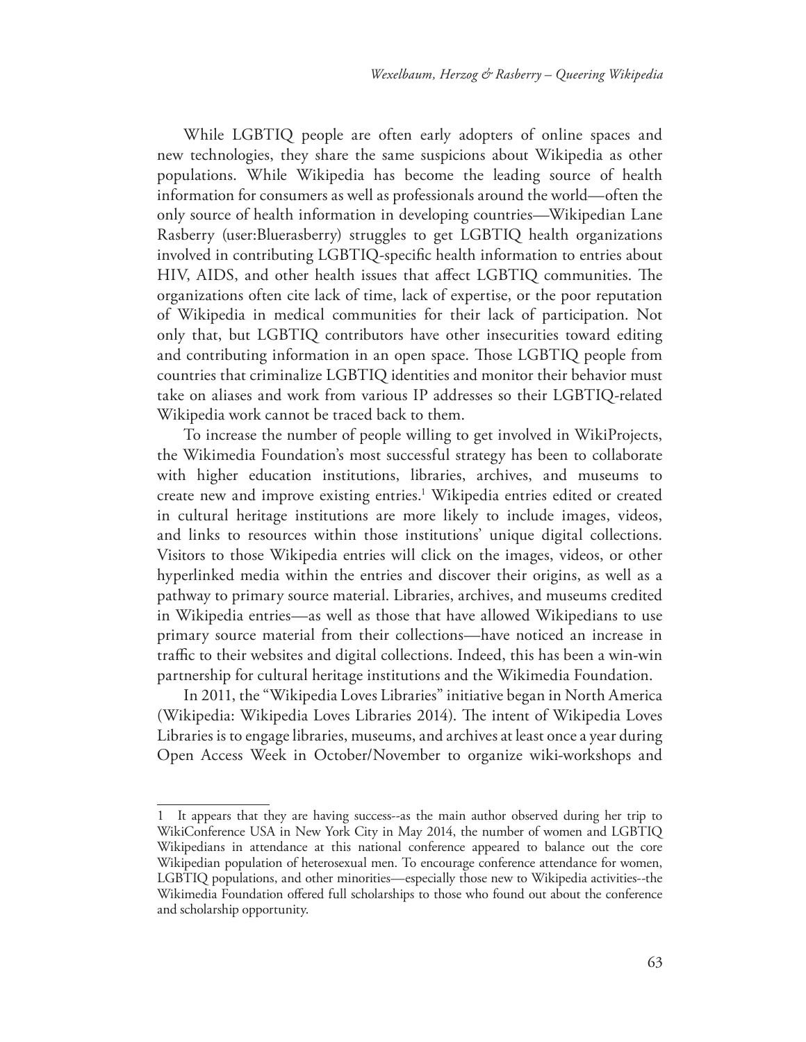While LGBTIQ people are often early adopters of online spaces and new technologies, they share the same suspicions about Wikipedia as other populations. While Wikipedia has become the leading source of health information for consumers as well as professionals around the world—often the only source of health information in developing countries—Wikipedian Lane Rasberry (user:Bluerasberry) struggles to get LGBTIQ health organizations involved in contributing LGBTIQ-specific health information to entries about HIV, AIDS, and other health issues that affect LGBTIQ communities. The organizations often cite lack of time, lack of expertise, or the poor reputation of Wikipedia in medical communities for their lack of participation. Not only that, but LGBTIQ contributors have other insecurities toward editing and contributing information in an open space. Those LGBTIQ people from countries that criminalize LGBTIQ identities and monitor their behavior must take on aliases and work from various IP addresses so their LGBTIQ-related Wikipedia work cannot be traced back to them.

To increase the number of people willing to get involved in WikiProjects, the Wikimedia Foundation's most successful strategy has been to collaborate with higher education institutions, libraries, archives, and museums to create new and improve existing entries.[1] Wikipedia entries edited or created in cultural heritage institutions are more likely to include images, videos, and links to resources within those institutions' unique digital collections. Visitors to those Wikipedia entries will click on the images, videos, or other hyperlinked media within the entries and discover their origins, as well as a pathway to primary source material. Libraries, archives, and museums credited in Wikipedia entries—as well as those that have allowed Wikipedians to use primary source material from their collections—have noticed an increase in traffic to their websites and digital collections. Indeed, this has been a win-win partnership for cultural heritage institutions and the Wikimedia Foundation.

In 2011, the "Wikipedia Loves Libraries" initiative began in North America (Wikipedia: Wikipedia Loves Libraries 2014). The intent of Wikipedia Loves Libraries is to engage libraries, museums, and archives at least once a year during Open Access Week in October/November to organize wiki-workshops and

---

1 It appears that they are having success--as the main author observed during her trip to WikiConference USA in New York City in May 2014, the number of women and LGBTIQ Wikipedians in attendance at this national conference appeared to balance out the core Wikipedian population of heterosexual men. To encourage conference attendance for women, LGBTIQ populations, and other minorities—especially those new to Wikipedia activities--the Wikimedia Foundation offered full scholarships to those who found out about the conference and scholarship opportunity.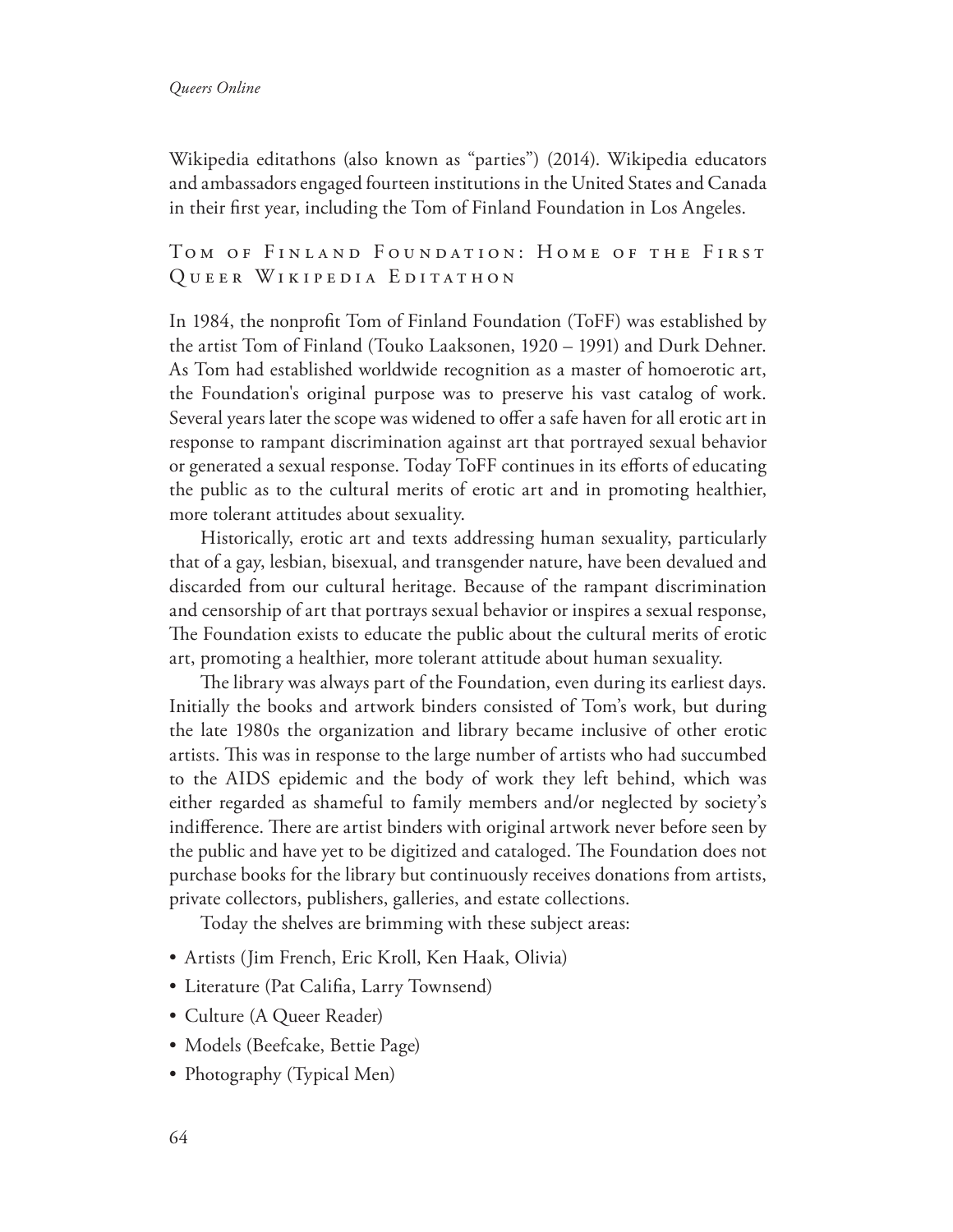Wikipedia editathons (also known as "parties") (2014). Wikipedia educators and ambassadors engaged fourteen institutions in the United States and Canada in their first year, including the Tom of Finland Foundation in Los Angeles.

## Tom of Finland Foundation: Home of the First Queer Wikipedia Editathon

In 1984, the nonprofit Tom of Finland Foundation (ToFF) was established by the artist Tom of Finland (Touko Laaksonen, 1920 – 1991) and Durk Dehner. As Tom had established worldwide recognition as a master of homoerotic art, the Foundation's original purpose was to preserve his vast catalog of work. Several years later the scope was widened to offer a safe haven for all erotic art in response to rampant discrimination against art that portrayed sexual behavior or generated a sexual response. Today ToFF continues in its efforts of educating the public as to the cultural merits of erotic art and in promoting healthier, more tolerant attitudes about sexuality.

Historically, erotic art and texts addressing human sexuality, particularly that of a gay, lesbian, bisexual, and transgender nature, have been devalued and discarded from our cultural heritage. Because of the rampant discrimination and censorship of art that portrays sexual behavior or inspires a sexual response, The Foundation exists to educate the public about the cultural merits of erotic art, promoting a healthier, more tolerant attitude about human sexuality.

The library was always part of the Foundation, even during its earliest days. Initially the books and artwork binders consisted of Tom's work, but during the late 1980s the organization and library became inclusive of other erotic artists. This was in response to the large number of artists who had succumbed to the AIDS epidemic and the body of work they left behind, which was either regarded as shameful to family members and/or neglected by society's indifference. There are artist binders with original artwork never before seen by the public and have yet to be digitized and cataloged. The Foundation does not purchase books for the library but continuously receives donations from artists, private collectors, publishers, galleries, and estate collections.

Today the shelves are brimming with these subject areas:

- Artists (Jim French, Eric Kroll, Ken Haak, Olivia)
- Literature (Pat Califia, Larry Townsend)
- Culture (A Queer Reader)
- Models (Beefcake, Bettie Page)
- Photography (Typical Men)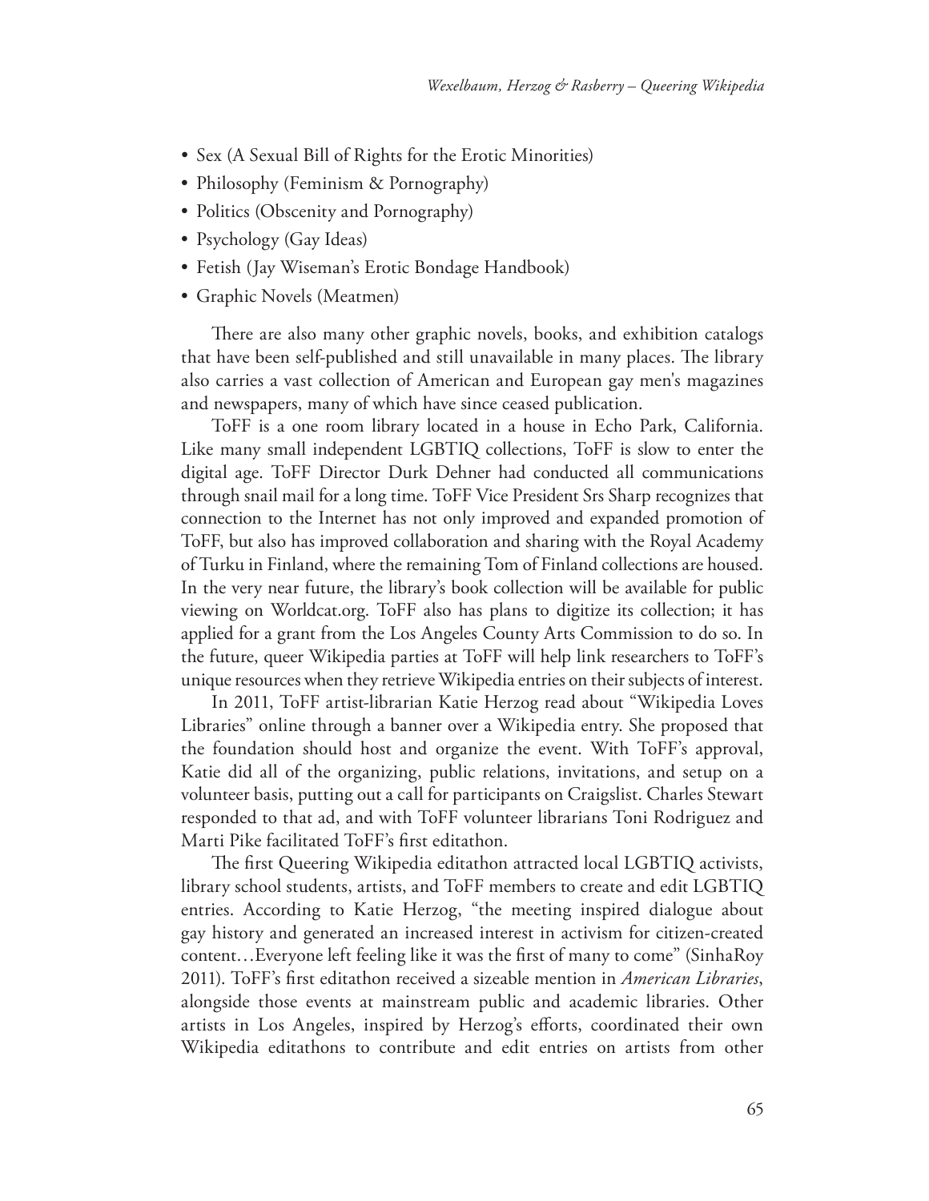- Sex (A Sexual Bill of Rights for the Erotic Minorities)
- Philosophy (Feminism & Pornography)
- Politics (Obscenity and Pornography)
- Psychology (Gay Ideas)
- Fetish (Jay Wiseman's Erotic Bondage Handbook)
- Graphic Novels (Meatmen)

There are also many other graphic novels, books, and exhibition catalogs that have been self-published and still unavailable in many places. The library also carries a vast collection of American and European gay men's magazines and newspapers, many of which have since ceased publication.

ToFF is a one room library located in a house in Echo Park, California. Like many small independent LGBTIQ collections, ToFF is slow to enter the digital age. ToFF Director Durk Dehner had conducted all communications through snail mail for a long time. ToFF Vice President Srs Sharp recognizes that connection to the Internet has not only improved and expanded promotion of ToFF, but also has improved collaboration and sharing with the Royal Academy of Turku in Finland, where the remaining Tom of Finland collections are housed. In the very near future, the library's book collection will be available for public viewing on Worldcat.org. ToFF also has plans to digitize its collection; it has applied for a grant from the Los Angeles County Arts Commission to do so. In the future, queer Wikipedia parties at ToFF will help link researchers to ToFF's unique resources when they retrieve Wikipedia entries on their subjects of interest.

In 2011, ToFF artist-librarian Katie Herzog read about "Wikipedia Loves Libraries" online through a banner over a Wikipedia entry. She proposed that the foundation should host and organize the event. With ToFF's approval, Katie did all of the organizing, public relations, invitations, and setup on a volunteer basis, putting out a call for participants on Craigslist. Charles Stewart responded to that ad, and with ToFF volunteer librarians Toni Rodriguez and Marti Pike facilitated ToFF's first editathon.

The first Queering Wikipedia editathon attracted local LGBTIQ activists, library school students, artists, and ToFF members to create and edit LGBTIQ entries. According to Katie Herzog, "the meeting inspired dialogue about gay history and generated an increased interest in activism for citizen-created content…Everyone left feeling like it was the first of many to come" (SinhaRoy 2011). ToFF's first editathon received a sizeable mention in *American Libraries*, alongside those events at mainstream public and academic libraries. Other artists in Los Angeles, inspired by Herzog's efforts, coordinated their own Wikipedia editathons to contribute and edit entries on artists from other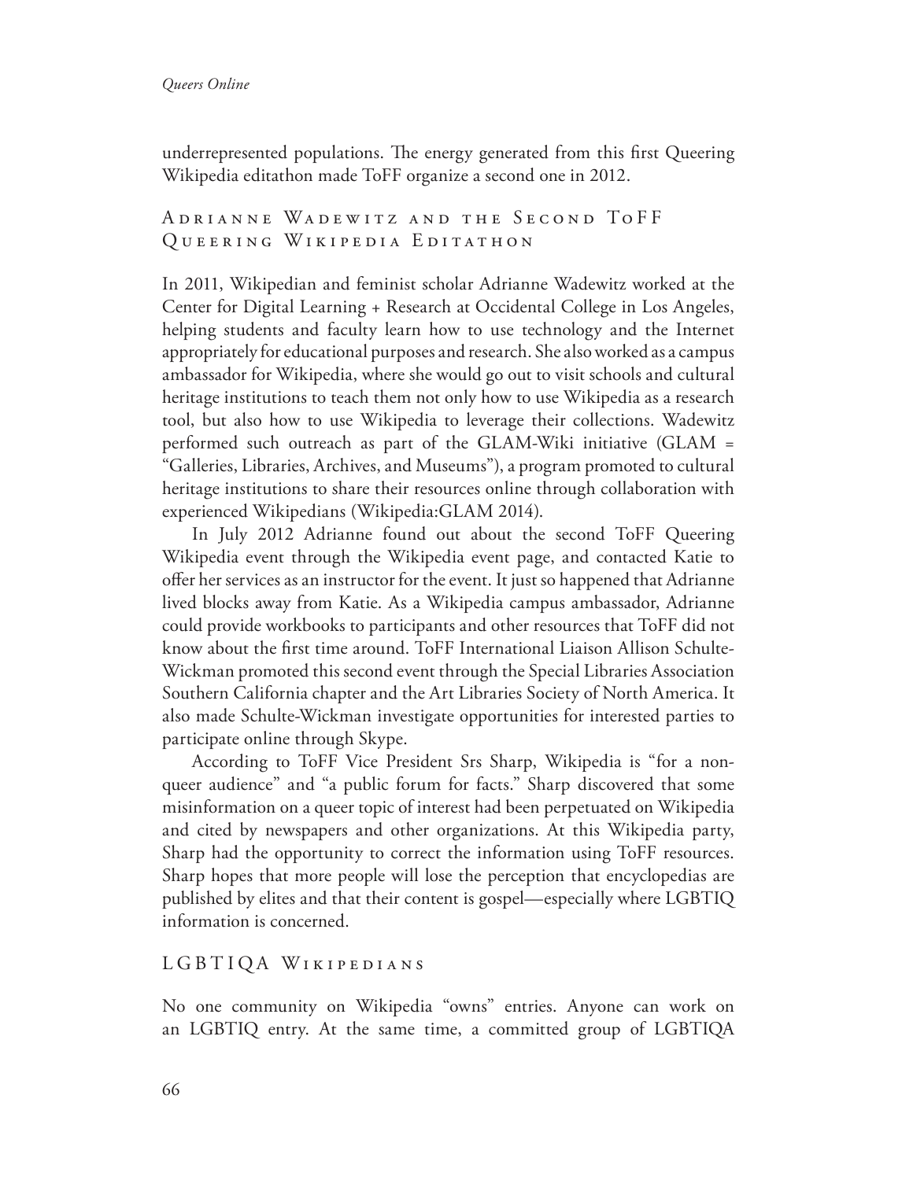underrepresented populations. The energy generated from this first Queering Wikipedia editathon made ToFF organize a second one in 2012.

## Adrianne Wadewitz and the Second ToFF Queering Wikipedia Editathon

In 2011, Wikipedian and feminist scholar Adrianne Wadewitz worked at the Center for Digital Learning + Research at Occidental College in Los Angeles, helping students and faculty learn how to use technology and the Internet appropriately for educational purposes and research. She also worked as a campus ambassador for Wikipedia, where she would go out to visit schools and cultural heritage institutions to teach them not only how to use Wikipedia as a research tool, but also how to use Wikipedia to leverage their collections. Wadewitz performed such outreach as part of the GLAM-Wiki initiative (GLAM = "Galleries, Libraries, Archives, and Museums"), a program promoted to cultural heritage institutions to share their resources online through collaboration with experienced Wikipedians (Wikipedia:GLAM 2014).

In July 2012 Adrianne found out about the second ToFF Queering Wikipedia event through the Wikipedia event page, and contacted Katie to offer her services as an instructor for the event. It just so happened that Adrianne lived blocks away from Katie. As a Wikipedia campus ambassador, Adrianne could provide workbooks to participants and other resources that ToFF did not know about the first time around. ToFF International Liaison Allison Schulte-Wickman promoted this second event through the Special Libraries Association Southern California chapter and the Art Libraries Society of North America. It also made Schulte-Wickman investigate opportunities for interested parties to participate online through Skype.

According to ToFF Vice President Srs Sharp, Wikipedia is "for a non-queer audience" and "a public forum for facts." Sharp discovered that some misinformation on a queer topic of interest had been perpetuated on Wikipedia and cited by newspapers and other organizations. At this Wikipedia party, Sharp had the opportunity to correct the information using ToFF resources. Sharp hopes that more people will lose the perception that encyclopedias are published by elites and that their content is gospel—especially where LGBTIQ information is concerned.

## LGBTIQA Wikipedians

No one community on Wikipedia "owns" entries. Anyone can work on an LGBTIQ entry. At the same time, a committed group of LGBTIQA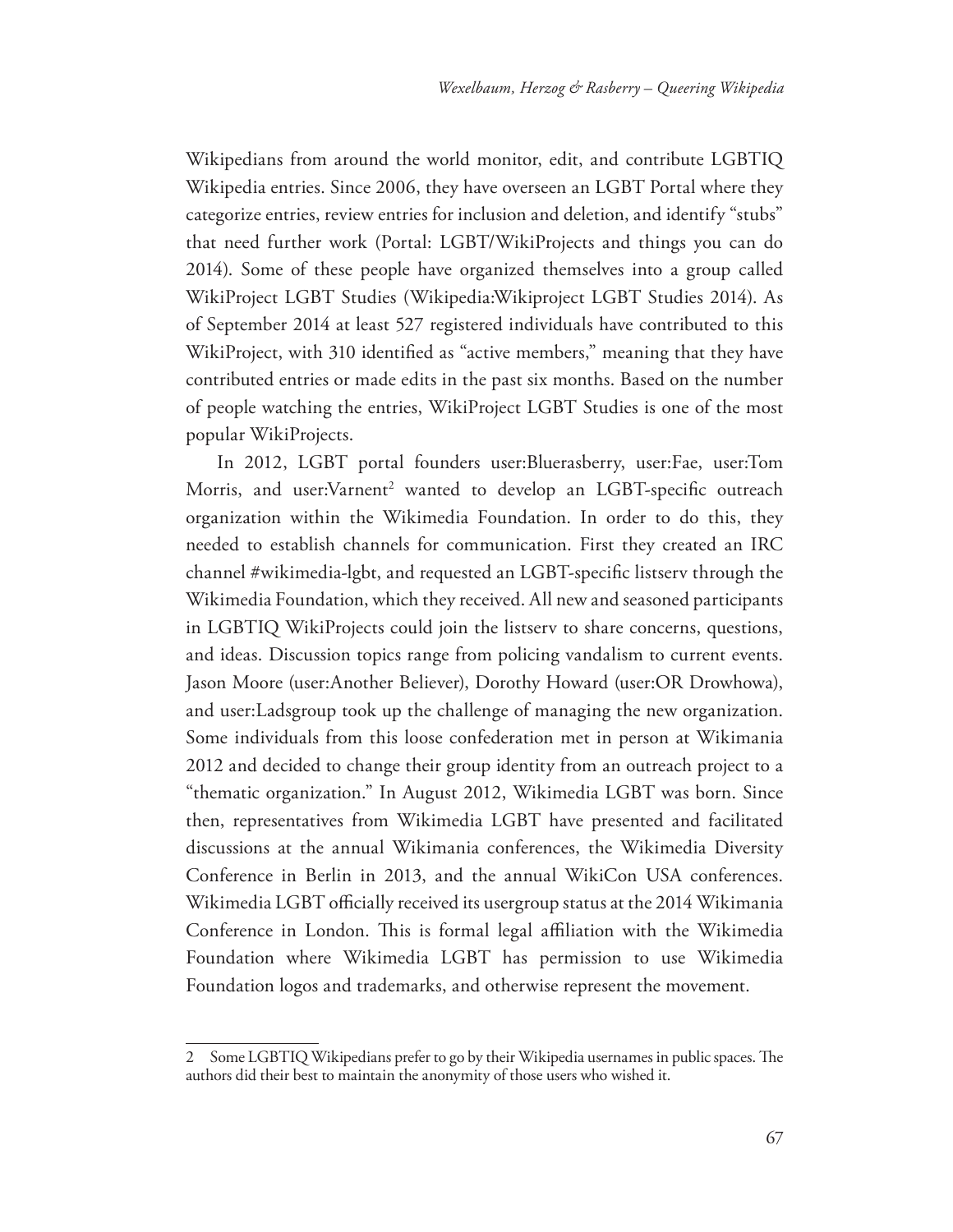Wikipedians from around the world monitor, edit, and contribute LGBTIQ Wikipedia entries. Since 2006, they have overseen an LGBT Portal where they categorize entries, review entries for inclusion and deletion, and identify "stubs" that need further work (Portal: LGBT/WikiProjects and things you can do 2014). Some of these people have organized themselves into a group called WikiProject LGBT Studies (Wikipedia:Wikiproject LGBT Studies 2014). As of September 2014 at least 527 registered individuals have contributed to this WikiProject, with 310 identified as "active members," meaning that they have contributed entries or made edits in the past six months. Based on the number of people watching the entries, WikiProject LGBT Studies is one of the most popular WikiProjects.

In 2012, LGBT portal founders user:Bluerasberry, user:Fae, user:Tom Morris, and user:Varnent[2] wanted to develop an LGBT-specific outreach organization within the Wikimedia Foundation. In order to do this, they needed to establish channels for communication. First they created an IRC channel #wikimedia-lgbt, and requested an LGBT-specific listserv through the Wikimedia Foundation, which they received. All new and seasoned participants in LGBTIQ WikiProjects could join the listserv to share concerns, questions, and ideas. Discussion topics range from policing vandalism to current events. Jason Moore (user:Another Believer), Dorothy Howard (user:OR Drowhowa), and user:Ladsgroup took up the challenge of managing the new organization. Some individuals from this loose confederation met in person at Wikimania 2012 and decided to change their group identity from an outreach project to a "thematic organization." In August 2012, Wikimedia LGBT was born. Since then, representatives from Wikimedia LGBT have presented and facilitated discussions at the annual Wikimania conferences, the Wikimedia Diversity Conference in Berlin in 2013, and the annual WikiCon USA conferences. Wikimedia LGBT officially received its usergroup status at the 2014 Wikimania Conference in London. This is formal legal affiliation with the Wikimedia Foundation where Wikimedia LGBT has permission to use Wikimedia Foundation logos and trademarks, and otherwise represent the movement.

---

2 Some LGBTIQ Wikipedians prefer to go by their Wikipedia usernames in public spaces. The authors did their best to maintain the anonymity of those users who wished it.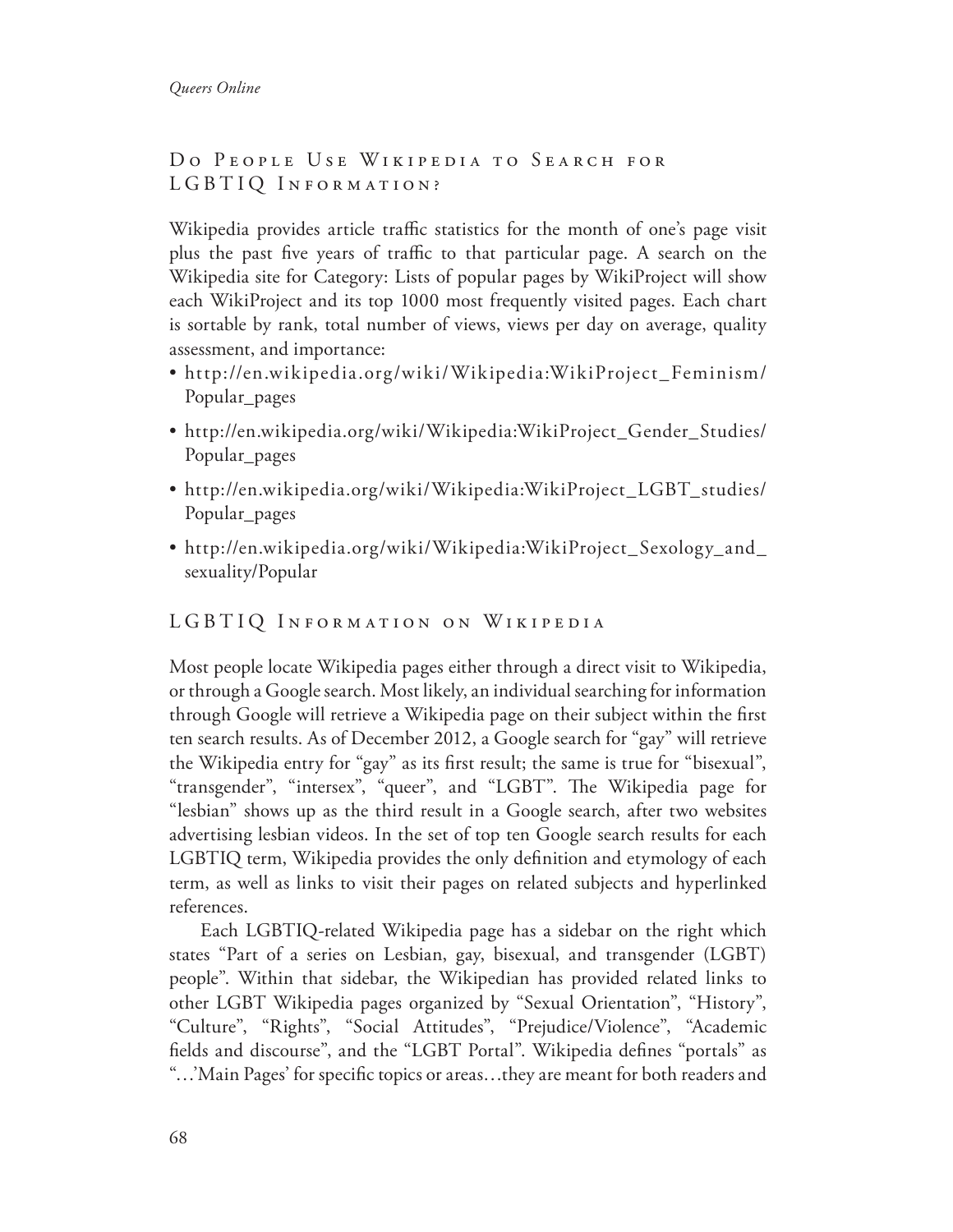## Do People Use Wikipedia to Search for LGBTIQ Information?

Wikipedia provides article traffic statistics for the month of one's page visit plus the past five years of traffic to that particular page. A search on the Wikipedia site for Category: Lists of popular pages by WikiProject will show each WikiProject and its top 1000 most frequently visited pages. Each chart is sortable by rank, total number of views, views per day on average, quality assessment, and importance:

- http://en.wikipedia.org/wiki/Wikipedia:WikiProject_Feminism/Popular_pages
- http://en.wikipedia.org/wiki/Wikipedia:WikiProject_Gender_Studies/Popular_pages
- http://en.wikipedia.org/wiki/Wikipedia:WikiProject_LGBT_studies/Popular_pages
- http://en.wikipedia.org/wiki/Wikipedia:WikiProject_Sexology_and_sexuality/Popular

## LGBTIQ Information on Wikipedia

Most people locate Wikipedia pages either through a direct visit to Wikipedia, or through a Google search. Most likely, an individual searching for information through Google will retrieve a Wikipedia page on their subject within the first ten search results. As of December 2012, a Google search for "gay" will retrieve the Wikipedia entry for "gay" as its first result; the same is true for "bisexual", "transgender", "intersex", "queer", and "LGBT". The Wikipedia page for "lesbian" shows up as the third result in a Google search, after two websites advertising lesbian videos. In the set of top ten Google search results for each LGBTIQ term, Wikipedia provides the only definition and etymology of each term, as well as links to visit their pages on related subjects and hyperlinked references.

Each LGBTIQ-related Wikipedia page has a sidebar on the right which states "Part of a series on Lesbian, gay, bisexual, and transgender (LGBT) people". Within that sidebar, the Wikipedian has provided related links to other LGBT Wikipedia pages organized by "Sexual Orientation", "History", "Culture", "Rights", "Social Attitudes", "Prejudice/Violence", "Academic fields and discourse", and the "LGBT Portal". Wikipedia defines "portals" as "…'Main Pages' for specific topics or areas…they are meant for both readers and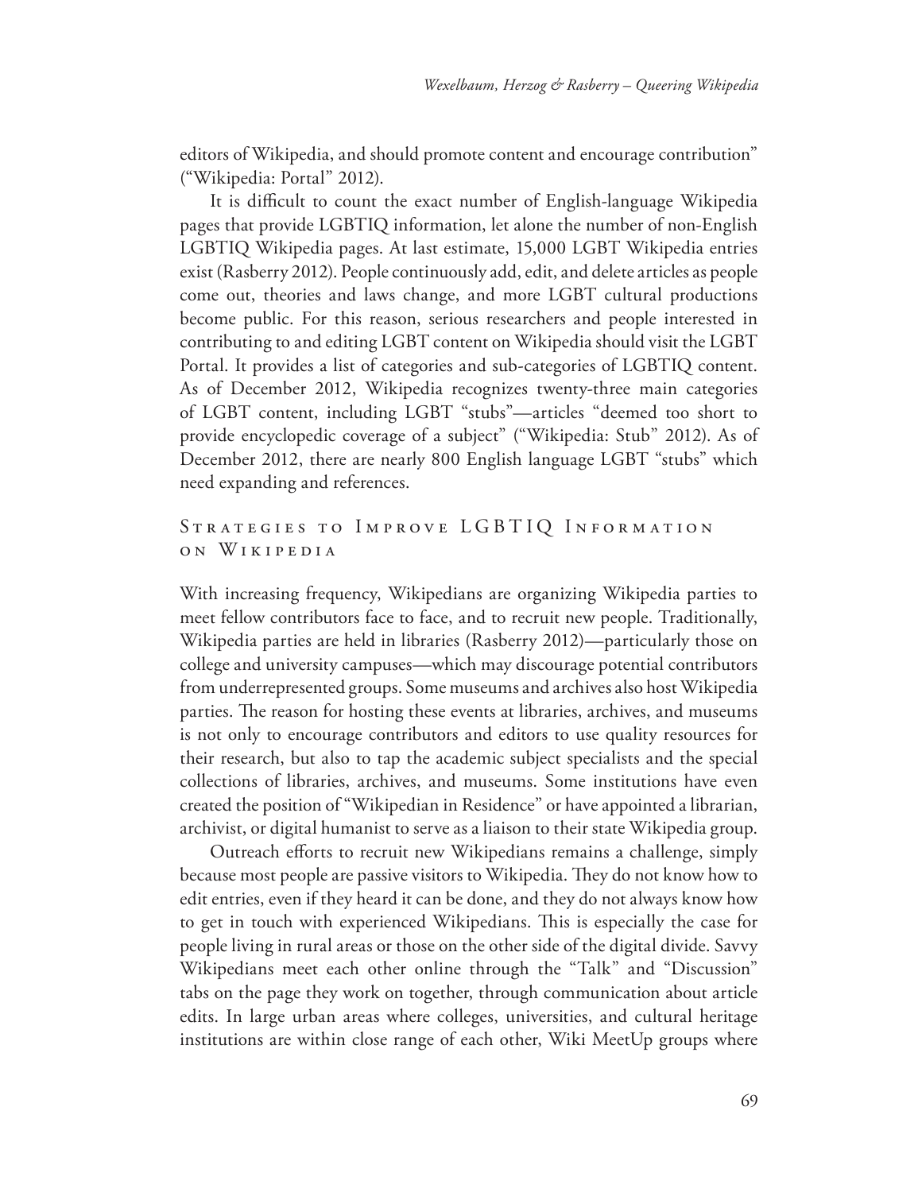editors of Wikipedia, and should promote content and encourage contribution" ("Wikipedia: Portal" 2012).

It is difficult to count the exact number of English-language Wikipedia pages that provide LGBTIQ information, let alone the number of non-English LGBTIQ Wikipedia pages. At last estimate, 15,000 LGBT Wikipedia entries exist (Rasberry 2012). People continuously add, edit, and delete articles as people come out, theories and laws change, and more LGBT cultural productions become public. For this reason, serious researchers and people interested in contributing to and editing LGBT content on Wikipedia should visit the LGBT Portal. It provides a list of categories and sub-categories of LGBTIQ content. As of December 2012, Wikipedia recognizes twenty-three main categories of LGBT content, including LGBT "stubs"—articles "deemed too short to provide encyclopedic coverage of a subject" ("Wikipedia: Stub" 2012). As of December 2012, there are nearly 800 English language LGBT "stubs" which need expanding and references.

## Strategies to Improve LGBTIQ Information on Wikipedia

With increasing frequency, Wikipedians are organizing Wikipedia parties to meet fellow contributors face to face, and to recruit new people. Traditionally, Wikipedia parties are held in libraries (Rasberry 2012)—particularly those on college and university campuses—which may discourage potential contributors from underrepresented groups. Some museums and archives also host Wikipedia parties. The reason for hosting these events at libraries, archives, and museums is not only to encourage contributors and editors to use quality resources for their research, but also to tap the academic subject specialists and the special collections of libraries, archives, and museums. Some institutions have even created the position of "Wikipedian in Residence" or have appointed a librarian, archivist, or digital humanist to serve as a liaison to their state Wikipedia group.

Outreach efforts to recruit new Wikipedians remains a challenge, simply because most people are passive visitors to Wikipedia. They do not know how to edit entries, even if they heard it can be done, and they do not always know how to get in touch with experienced Wikipedians. This is especially the case for people living in rural areas or those on the other side of the digital divide. Savvy Wikipedians meet each other online through the "Talk" and "Discussion" tabs on the page they work on together, through communication about article edits. In large urban areas where colleges, universities, and cultural heritage institutions are within close range of each other, Wiki MeetUp groups where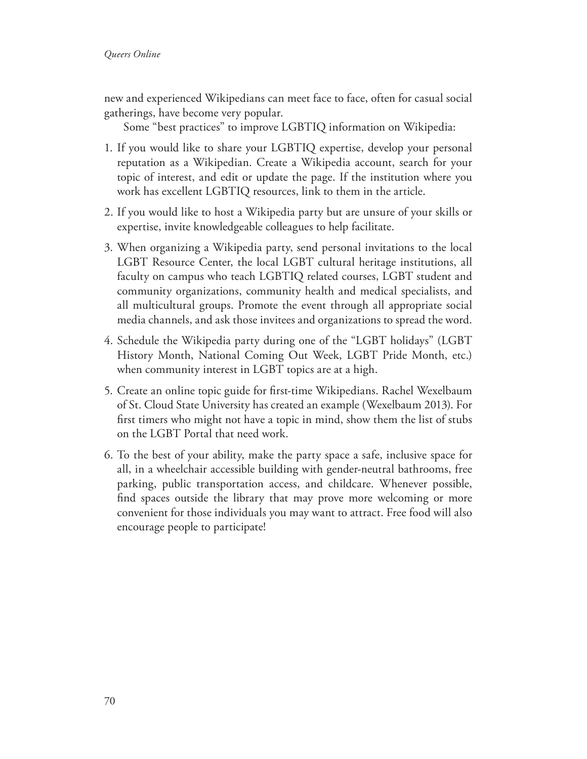new and experienced Wikipedians can meet face to face, often for casual social gatherings, have become very popular.

Some “best practices” to improve LGBTIQ information on Wikipedia:

1. If you would like to share your LGBTIQ expertise, develop your personal reputation as a Wikipedian. Create a Wikipedia account, search for your topic of interest, and edit or update the page. If the institution where you work has excellent LGBTIQ resources, link to them in the article.
2. If you would like to host a Wikipedia party but are unsure of your skills or expertise, invite knowledgeable colleagues to help facilitate.
3. When organizing a Wikipedia party, send personal invitations to the local LGBT Resource Center, the local LGBT cultural heritage institutions, all faculty on campus who teach LGBTIQ related courses, LGBT student and community organizations, community health and medical specialists, and all multicultural groups. Promote the event through all appropriate social media channels, and ask those invitees and organizations to spread the word.
4. Schedule the Wikipedia party during one of the “LGBT holidays” (LGBT History Month, National Coming Out Week, LGBT Pride Month, etc.) when community interest in LGBT topics are at a high.
5. Create an online topic guide for first-time Wikipedians. Rachel Wexelbaum of St. Cloud State University has created an example (Wexelbaum 2013). For first timers who might not have a topic in mind, show them the list of stubs on the LGBT Portal that need work.
6. To the best of your ability, make the party space a safe, inclusive space for all, in a wheelchair accessible building with gender-neutral bathrooms, free parking, public transportation access, and childcare. Whenever possible, find spaces outside the library that may prove more welcoming or more convenient for those individuals you may want to attract. Free food will also encourage people to participate!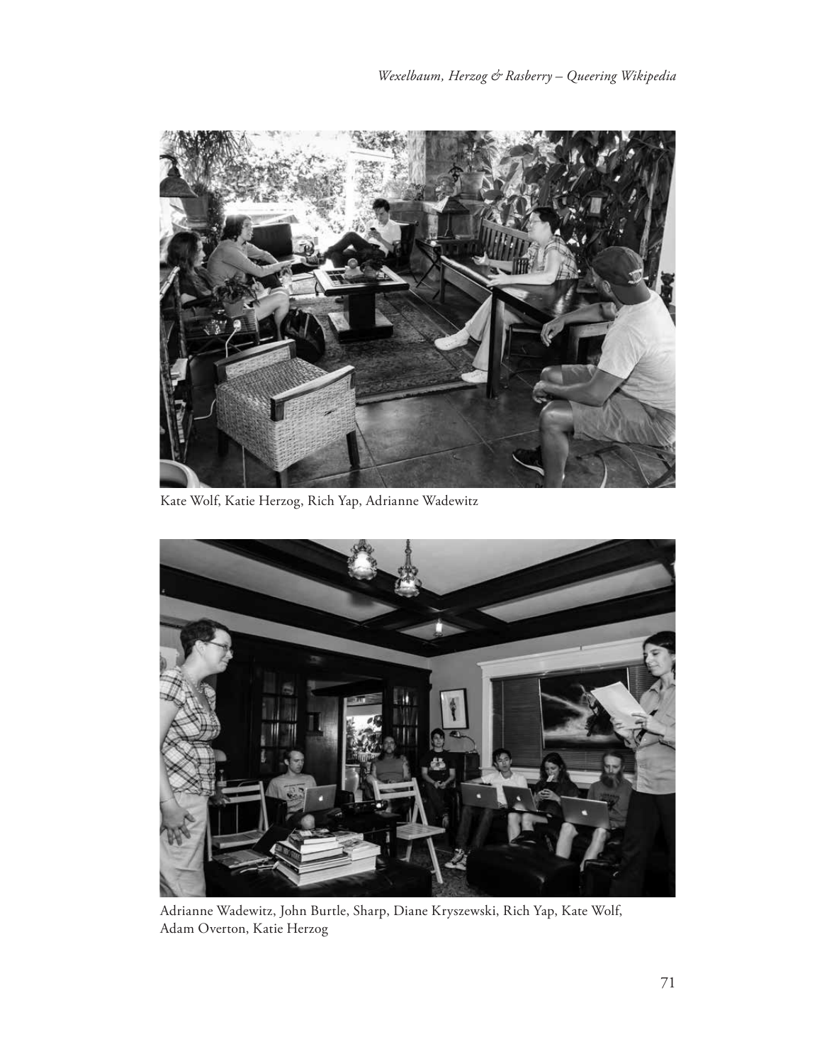Kate Wolf, Katie Herzog, Rich Yap, Adrianne Wadewitz

Adrianne Wadewitz, John Burtle, Sharp, Diane Kryszewski, Rich Yap, Kate Wolf, Adam Overton, Katie Herzog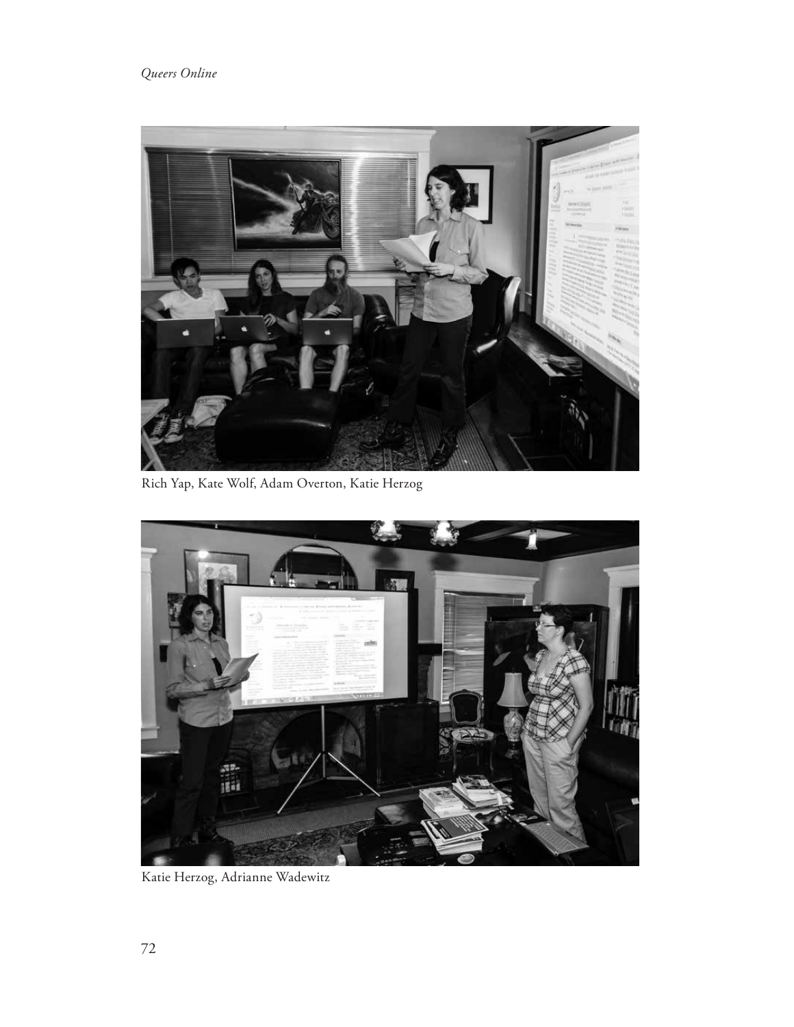Rich Yap, Kate Wolf, Adam Overton, Katie Herzog

Katie Herzog, Adrianne Wadewitz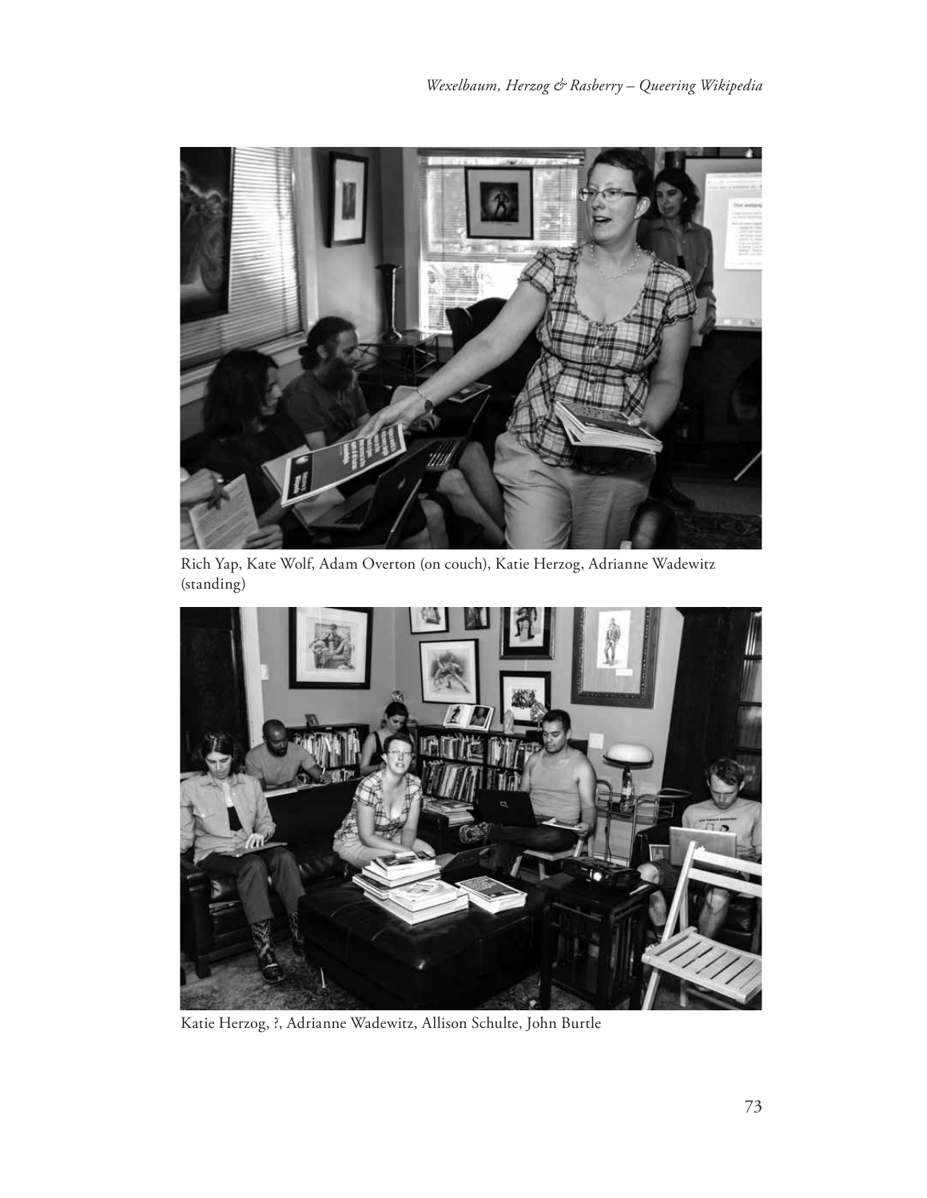Rich Yap, Kate Wolf, Adam Overton (on couch), Katie Herzog, Adrianne Wadewitz (standing)

Katie Herzog, ?, Adrianne Wadewitz, Allison Schulte, John Burtle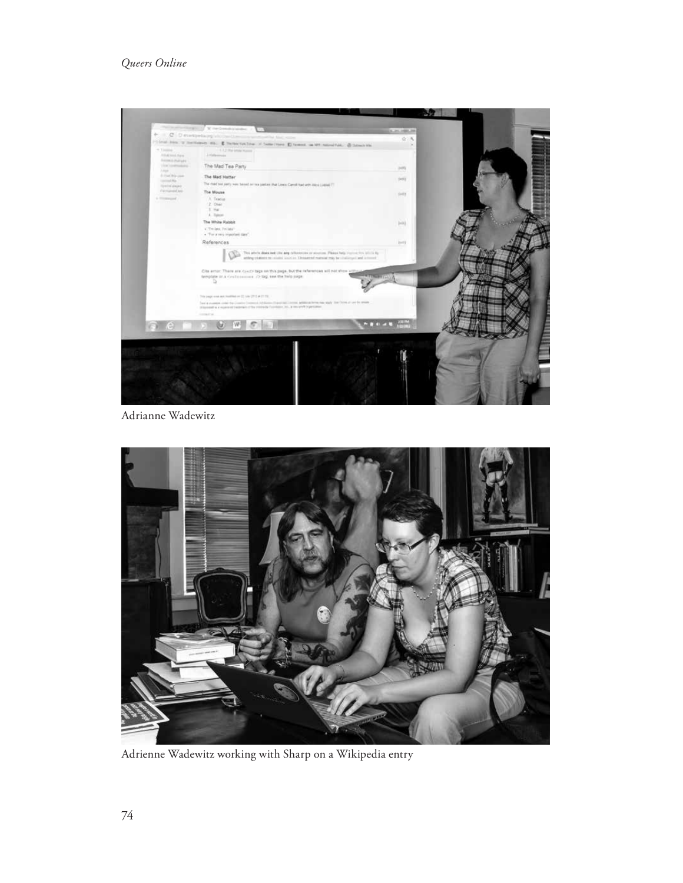Adrianne Wadewitz

Adrienne Wadewitz working with Sharp on a Wikipedia entry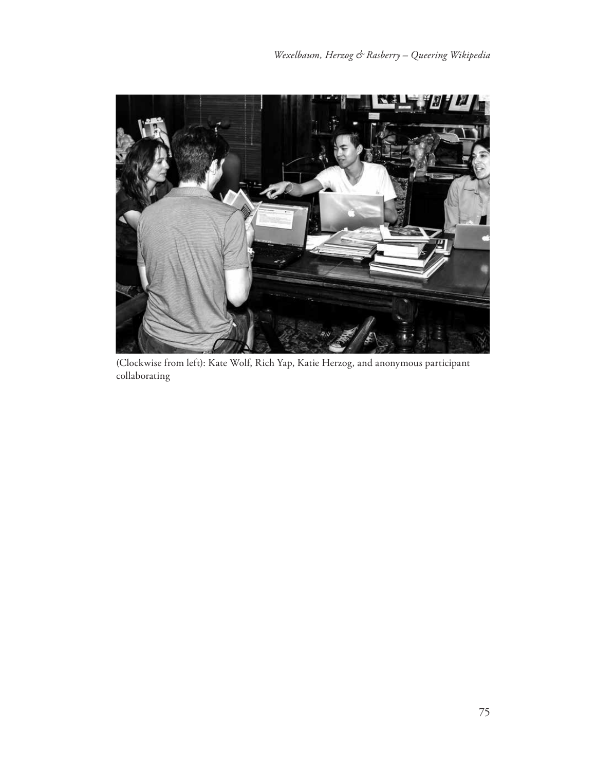(Clockwise from left): Kate Wolf, Rich Yap, Katie Herzog, and anonymous participant collaborating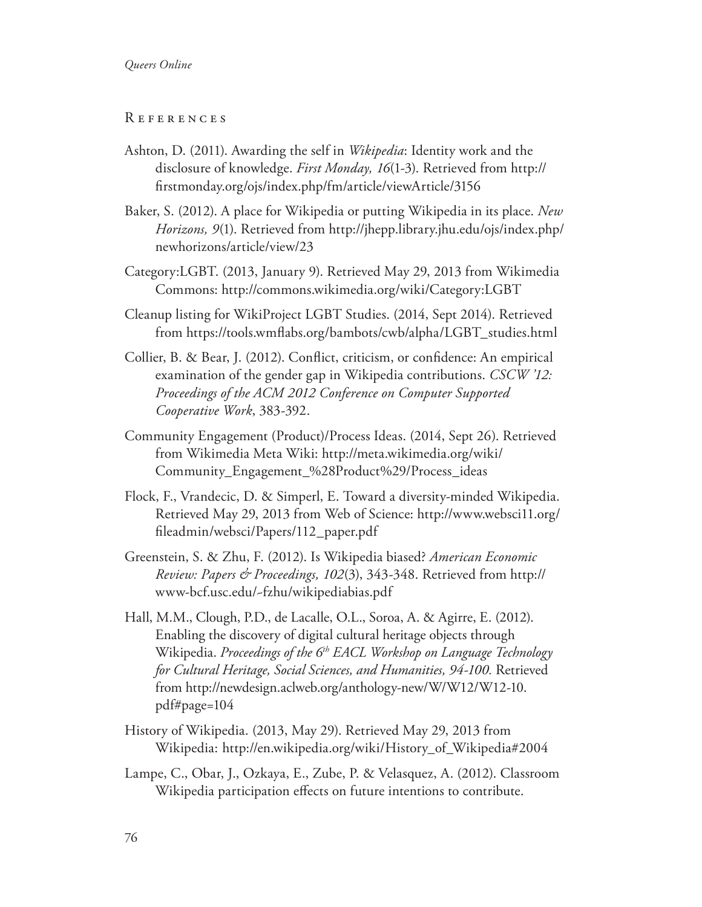## References

Ashton, D. (2011). Awarding the self in *Wikipedia*: Identity work and the disclosure of knowledge. *First Monday, 16*(1-3). Retrieved from http://firstmonday.org/ojs/index.php/fm/article/viewArticle/3156

Baker, S. (2012). A place for Wikipedia or putting Wikipedia in its place. *New Horizons, 9*(1). Retrieved from http://jhepp.library.jhu.edu/ojs/index.php/newhorizons/article/view/23

Category:LGBT. (2013, January 9). Retrieved May 29, 2013 from Wikimedia Commons: http://commons.wikimedia.org/wiki/Category:LGBT

Cleanup listing for WikiProject LGBT Studies. (2014, Sept 2014). Retrieved from https://tools.wmflabs.org/bambots/cwb/alpha/LGBT_studies.html

Collier, B. & Bear, J. (2012). Conflict, criticism, or confidence: An empirical examination of the gender gap in Wikipedia contributions. *CSCW '12: Proceedings of the ACM 2012 Conference on Computer Supported Cooperative Work*, 383-392.

Community Engagement (Product)/Process Ideas. (2014, Sept 26). Retrieved from Wikimedia Meta Wiki: http://meta.wikimedia.org/wiki/Community_Engagement_%28Product%29/Process_ideas

Flock, F., Vrandecic, D. & Simperl, E. Toward a diversity-minded Wikipedia. Retrieved May 29, 2013 from Web of Science: http://www.websci11.org/fileadmin/websci/Papers/112_paper.pdf

Greenstein, S. & Zhu, F. (2012). Is Wikipedia biased? *American Economic Review: Papers & Proceedings, 102*(3), 343-348. Retrieved from http://www-bcf.usc.edu/~fzhu/wikipediabias.pdf

Hall, M.M., Clough, P.D., de Lacalle, O.L., Soroa, A. & Agirre, E. (2012). Enabling the discovery of digital cultural heritage objects through Wikipedia. *Proceedings of the 6th EACL Workshop on Language Technology for Cultural Heritage, Social Sciences, and Humanities, 94-100.* Retrieved from http://newdesign.aclweb.org/anthology-new/W/W12/W12-10.pdf#page=104

History of Wikipedia. (2013, May 29). Retrieved May 29, 2013 from Wikipedia: http://en.wikipedia.org/wiki/History_of_Wikipedia#2004

Lampe, C., Obar, J., Ozkaya, E., Zube, P. & Velasquez, A. (2012). Classroom Wikipedia participation effects on future intentions to contribute.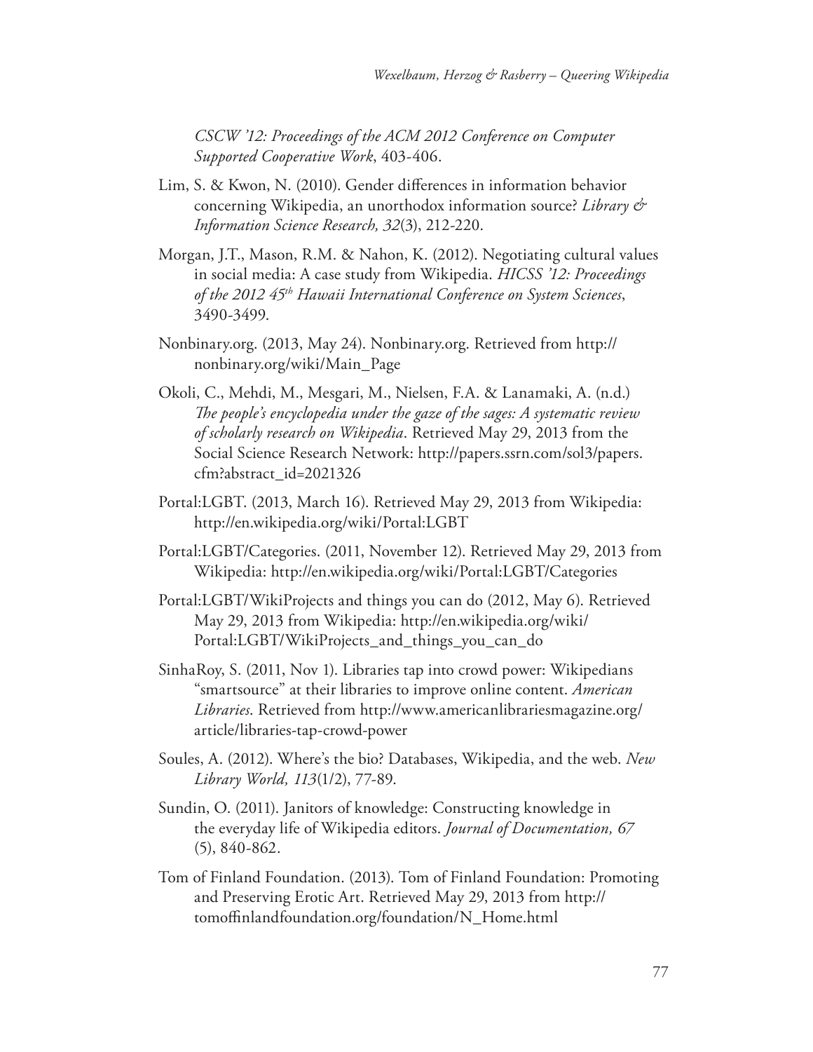*CSCW '12: Proceedings of the ACM 2012 Conference on Computer Supported Cooperative Work*, 403-406.

Lim, S. & Kwon, N. (2010). Gender differences in information behavior concerning Wikipedia, an unorthodox information source? *Library & Information Science Research, 32*(3), 212-220.

Morgan, J.T., Mason, R.M. & Nahon, K. (2012). Negotiating cultural values in social media: A case study from Wikipedia. *HICSS '12: Proceedings of the 2012 45th Hawaii International Conference on System Sciences*, 3490-3499.

Nonbinary.org. (2013, May 24). Nonbinary.org. Retrieved from http://nonbinary.org/wiki/Main_Page

Okoli, C., Mehdi, M., Mesgari, M., Nielsen, F.A. & Lanamaki, A. (n.d.) *The people's encyclopedia under the gaze of the sages: A systematic review of scholarly research on Wikipedia*. Retrieved May 29, 2013 from the Social Science Research Network: http://papers.ssrn.com/sol3/papers.cfm?abstract_id=2021326

Portal:LGBT. (2013, March 16). Retrieved May 29, 2013 from Wikipedia: http://en.wikipedia.org/wiki/Portal:LGBT

Portal:LGBT/Categories. (2011, November 12). Retrieved May 29, 2013 from Wikipedia: http://en.wikipedia.org/wiki/Portal:LGBT/Categories

Portal:LGBT/WikiProjects and things you can do (2012, May 6). Retrieved May 29, 2013 from Wikipedia: http://en.wikipedia.org/wiki/Portal:LGBT/WikiProjects_and_things_you_can_do

SinhaRoy, S. (2011, Nov 1). Libraries tap into crowd power: Wikipedians "smartsource" at their libraries to improve online content. *American Libraries*. Retrieved from http://www.americanlibrariesmagazine.org/article/libraries-tap-crowd-power

Soules, A. (2012). Where's the bio? Databases, Wikipedia, and the web. *New Library World, 113*(1/2), 77-89.

Sundin, O. (2011). Janitors of knowledge: Constructing knowledge in the everyday life of Wikipedia editors. *Journal of Documentation, 67* (5), 840-862.

Tom of Finland Foundation. (2013). Tom of Finland Foundation: Promoting and Preserving Erotic Art. Retrieved May 29, 2013 from http://tomoffinlandfoundation.org/foundation/N_Home.html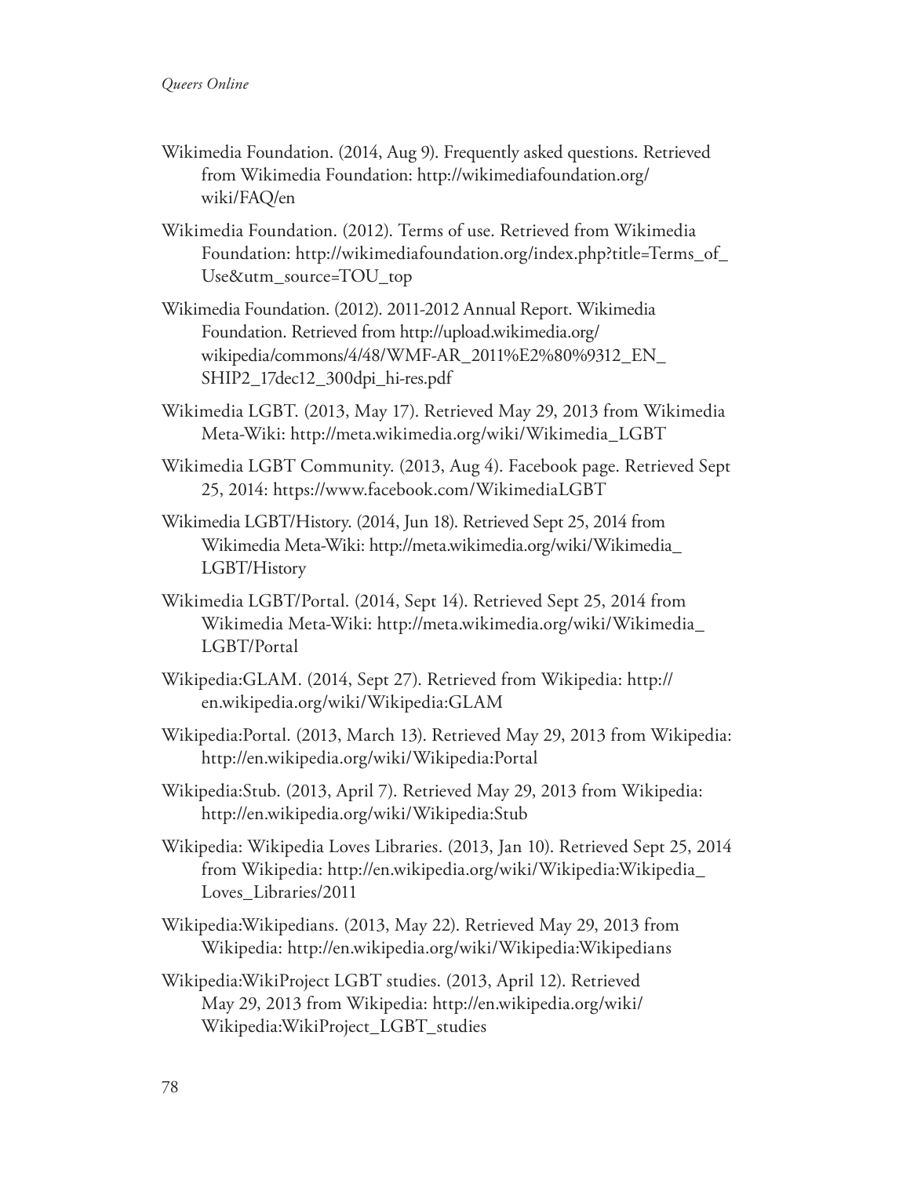Wikimedia Foundation. (2014, Aug 9). Frequently asked questions. Retrieved from Wikimedia Foundation: http://wikimediafoundation.org/wiki/FAQ/en

Wikimedia Foundation. (2012). Terms of use. Retrieved from Wikimedia Foundation: http://wikimediafoundation.org/index.php?title=Terms_of_Use&utm_source=TOU_top

Wikimedia Foundation. (2012). 2011-2012 Annual Report. Wikimedia Foundation. Retrieved from http://upload.wikimedia.org/wikipedia/commons/4/48/WMF-AR_2011%E2%80%9312_EN_SHIP2_17dec12_300dpi_hi-res.pdf

Wikimedia LGBT. (2013, May 17). Retrieved May 29, 2013 from Wikimedia Meta-Wiki: http://meta.wikimedia.org/wiki/Wikimedia_LGBT

Wikimedia LGBT Community. (2013, Aug 4). Facebook page. Retrieved Sept 25, 2014: https://www.facebook.com/WikimediaLGBT

Wikimedia LGBT/History. (2014, Jun 18). Retrieved Sept 25, 2014 from Wikimedia Meta-Wiki: http://meta.wikimedia.org/wiki/Wikimedia_LGBT/History

Wikimedia LGBT/Portal. (2014, Sept 14). Retrieved Sept 25, 2014 from Wikimedia Meta-Wiki: http://meta.wikimedia.org/wiki/Wikimedia_LGBT/Portal

Wikipedia:GLAM. (2014, Sept 27). Retrieved from Wikipedia: http://en.wikipedia.org/wiki/Wikipedia:GLAM

Wikipedia:Portal. (2013, March 13). Retrieved May 29, 2013 from Wikipedia: http://en.wikipedia.org/wiki/Wikipedia:Portal

Wikipedia:Stub. (2013, April 7). Retrieved May 29, 2013 from Wikipedia: http://en.wikipedia.org/wiki/Wikipedia:Stub

Wikipedia: Wikipedia Loves Libraries. (2013, Jan 10). Retrieved Sept 25, 2014 from Wikipedia: http://en.wikipedia.org/wiki/Wikipedia:Wikipedia_Loves_Libraries/2011

Wikipedia:Wikipedians. (2013, May 22). Retrieved May 29, 2013 from Wikipedia: http://en.wikipedia.org/wiki/Wikipedia:Wikipedians

Wikipedia:WikiProject LGBT studies. (2013, April 12). Retrieved May 29, 2013 from Wikipedia: http://en.wikipedia.org/wiki/Wikipedia:WikiProject_LGBT_studies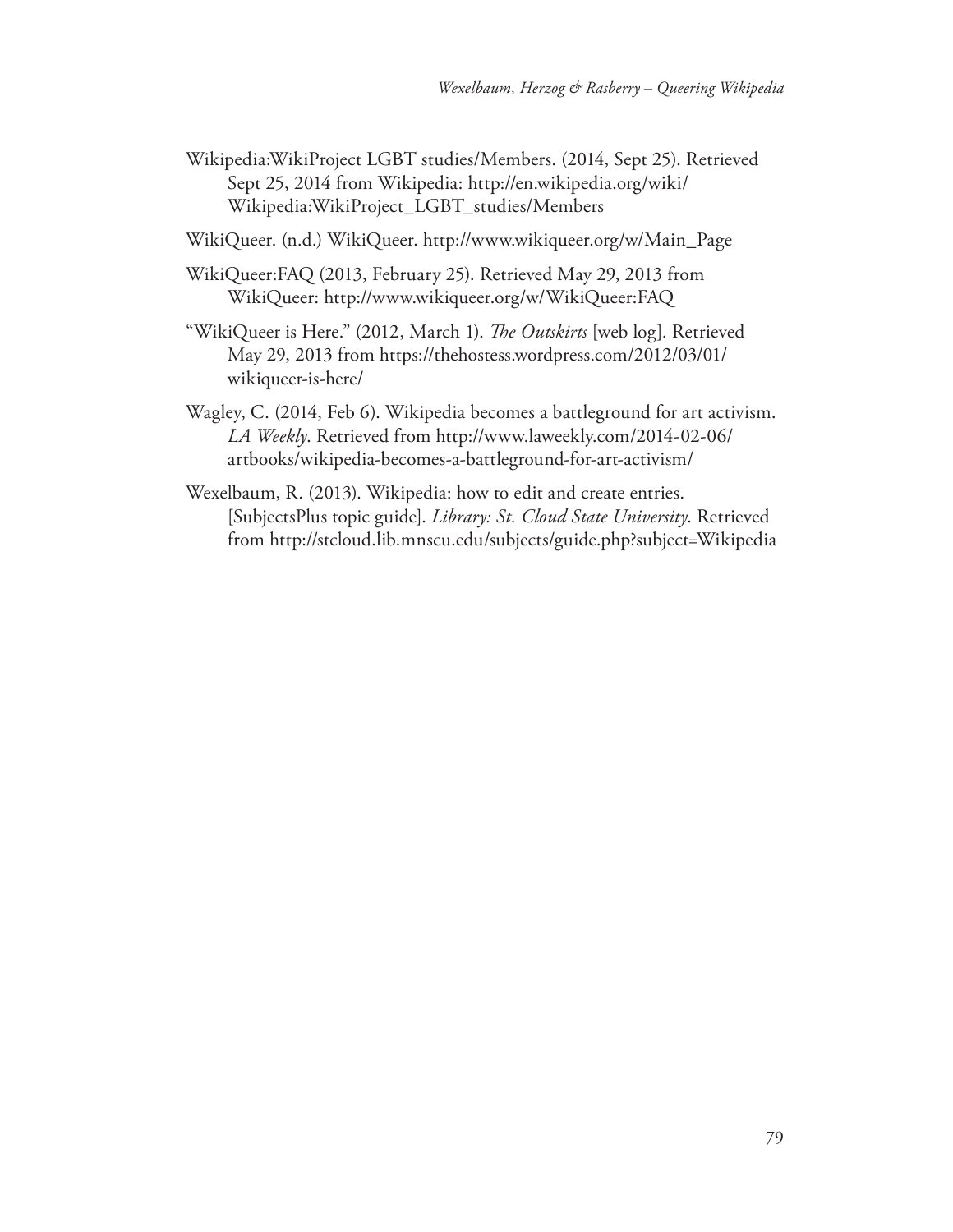Wikipedia:WikiProject LGBT studies/Members. (2014, Sept 25). Retrieved Sept 25, 2014 from Wikipedia: http://en.wikipedia.org/wiki/Wikipedia:WikiProject_LGBT_studies/Members

WikiQueer. (n.d.) WikiQueer. http://www.wikiqueer.org/w/Main_Page

WikiQueer:FAQ (2013, February 25). Retrieved May 29, 2013 from WikiQueer: http://www.wikiqueer.org/w/WikiQueer:FAQ

"WikiQueer is Here." (2012, March 1). *The Outskirts* [web log]. Retrieved May 29, 2013 from https://thehostess.wordpress.com/2012/03/01/wikiqueer-is-here/

Wagley, C. (2014, Feb 6). Wikipedia becomes a battleground for art activism. *LA Weekly*. Retrieved from http://www.laweekly.com/2014-02-06/artbooks/wikipedia-becomes-a-battleground-for-art-activism/

Wexelbaum, R. (2013). Wikipedia: how to edit and create entries. [SubjectsPlus topic guide]. *Library: St. Cloud State University*. Retrieved from http://stcloud.lib.mnscu.edu/subjects/guide.php?subject=Wikipedia